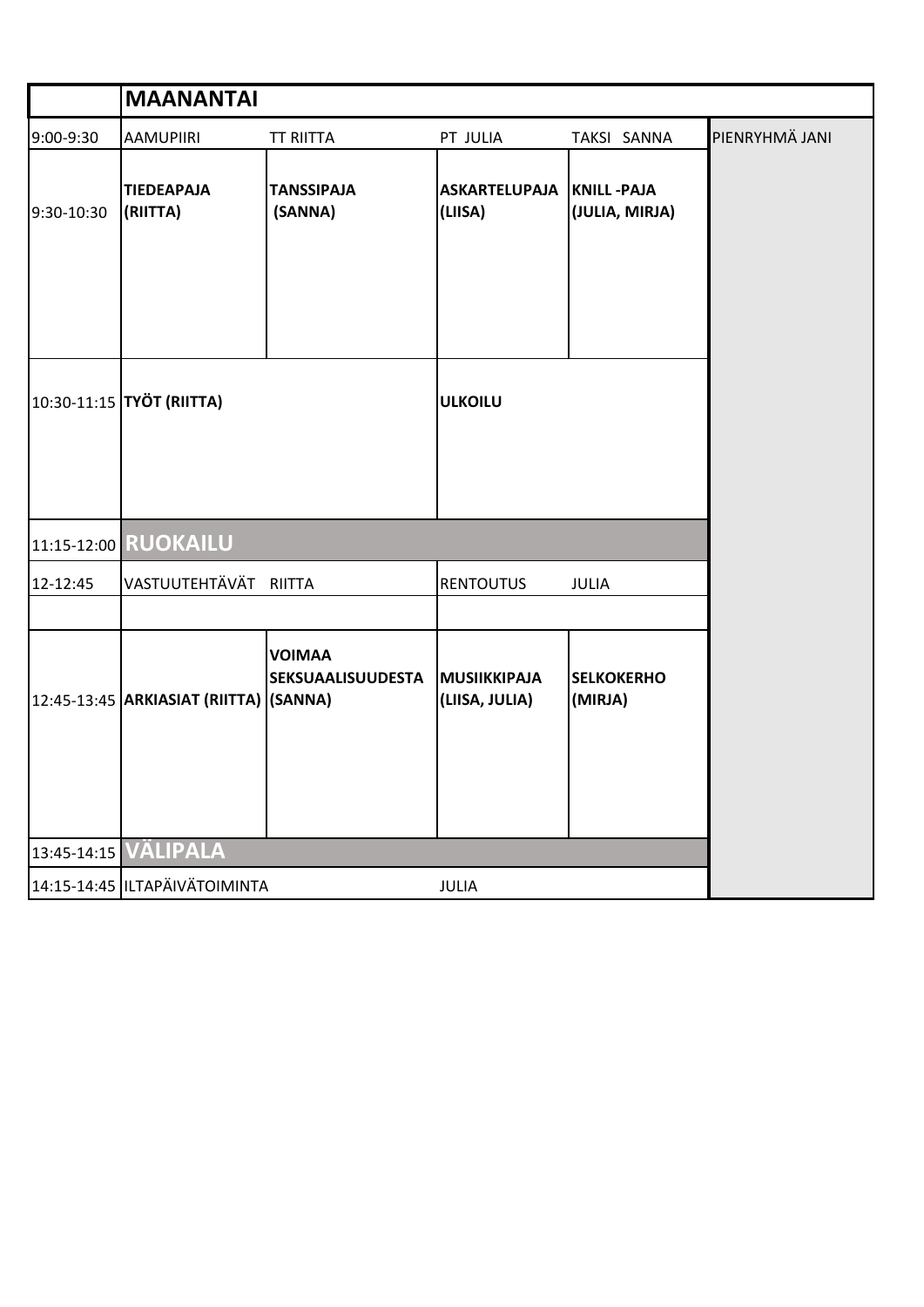| | MAANANTAI | | | | |
|---|---|---|---|---|---|
| 9:00-9:30 | AAMUPIIRI | TT RIITTA | PT JULIA | TAKSI SANNA | PIENRYHMÄ JANI |
| 9:30-10:30 | **TIEDEAPAJA (RIITTA)** | **TANSSIPAJA (SANNA)** | **ASKARTELUPAJA (LIISA)** | **KNILL -PAJA (JULIA, MIRJA)** | |
| 10:30-11:15 | **TYÖT (RIITTA)** | | **ULKOILU** | | |
| 11:15-12:00 | **RUOKAILU** | | | | |
| 12-12:45 | VASTUUTEHTÄVÄT RIITTA | | RENTOUTUS | JULIA | |
| | | | | | |
| 12:45-13:45 | **ARKIASIAT (RIITTA)** | **VOIMAA SEKSUAALISUUDESTA (SANNA)** | **MUSIIKKIPAJA (LIISA, JULIA)** | **SELKOKERHO (MIRJA)** | |
| 13:45-14:15 | **VÄLIPALA** | | | | |
| 14:15-14:45 | ILTAPÄIVÄTOIMINTA | | JULIA | | |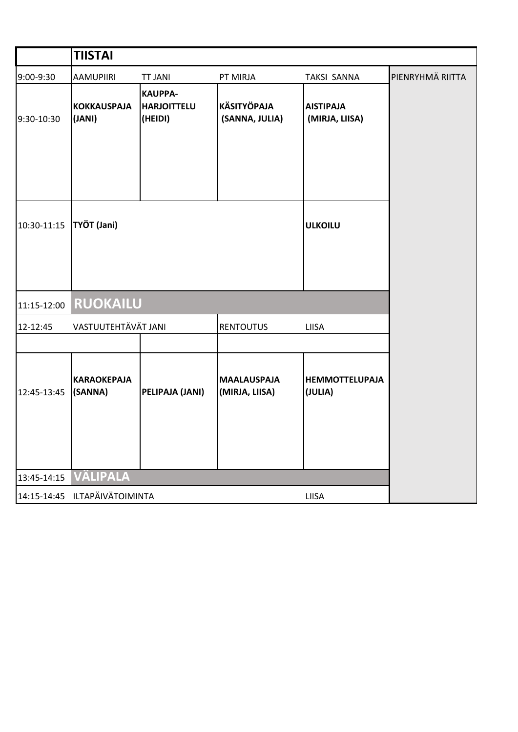| | TIISTAI | | | | |
|---|---|---|---|---|---|
| 9:00-9:30 | AAMUPIIRI | TT JANI | PT MIRJA | TAKSI SANNA | PIENRYHMÄ RIITTA |
| 9:30-10:30 | **KOKKAUSPAJA (JANI)** | **KAUPPA-HARJOITTELU (HEIDI)** | **KÄSITYÖPAJA (SANNA, JULIA)** | **AISTIPAJA (MIRJA, LIISA)** | |
| 10:30-11:15 | **TYÖT (Jani)** | | | **ULKOILU** | |
| 11:15-12:00 | **RUOKAILU** | | | | |
| 12-12:45 | VASTUUTEHTÄVÄT JANI | | RENTOUTUS | LIISA | |
| | | | | | |
| 12:45-13:45 | **KARAOKEPAJA (SANNA)** | **PELIPAJA (JANI)** | **MAALAUSPAJA (MIRJA, LIISA)** | **HEMMOTTELUPAJA (JULIA)** | |
| 13:45-14:15 | **VÄLIPALA** | | | | |
| 14:15-14:45 | ILTAPÄIVÄTOIMINTA | | | LIISA | |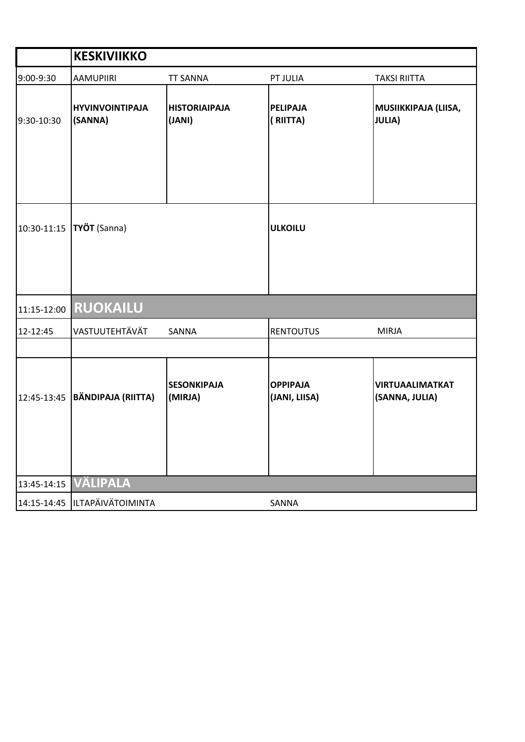| | **KESKIVIIKKO** | | | |
|---|---|---|---|---|
| 9:00-9:30 | AAMUPIIRI | TT SANNA | PT JULIA | TAKSI RIITTA |
| 9:30-10:30 | **HYVINVOINTIPAJA (SANNA)** | **HISTORIAIPAJA (JANI)** | **PELIPAJA ( RIITTA)** | **MUSIIKKIPAJA (LIISA, JULIA)** |
| 10:30-11:15 | **TYÖT** (Sanna) | | **ULKOILU** | |
| 11:15-12:00 | **RUOKAILU** | | | |
| 12-12:45 | VASTUUTEHTÄVÄT | SANNA | RENTOUTUS | MIRJA |
| | | | | |
| 12:45-13:45 | **BÄNDIPAJA (RIITTA)** | **SESONKIPAJA (MIRJA)** | **OPPIPAJA (JANI, LIISA)** | **VIRTUAALIMATKAT (SANNA, JULIA)** |
| 13:45-14:15 | **VÄLIPALA** | | | |
| 14:15-14:45 | ILTAPÄIVÄTOIMINTA | | SANNA | |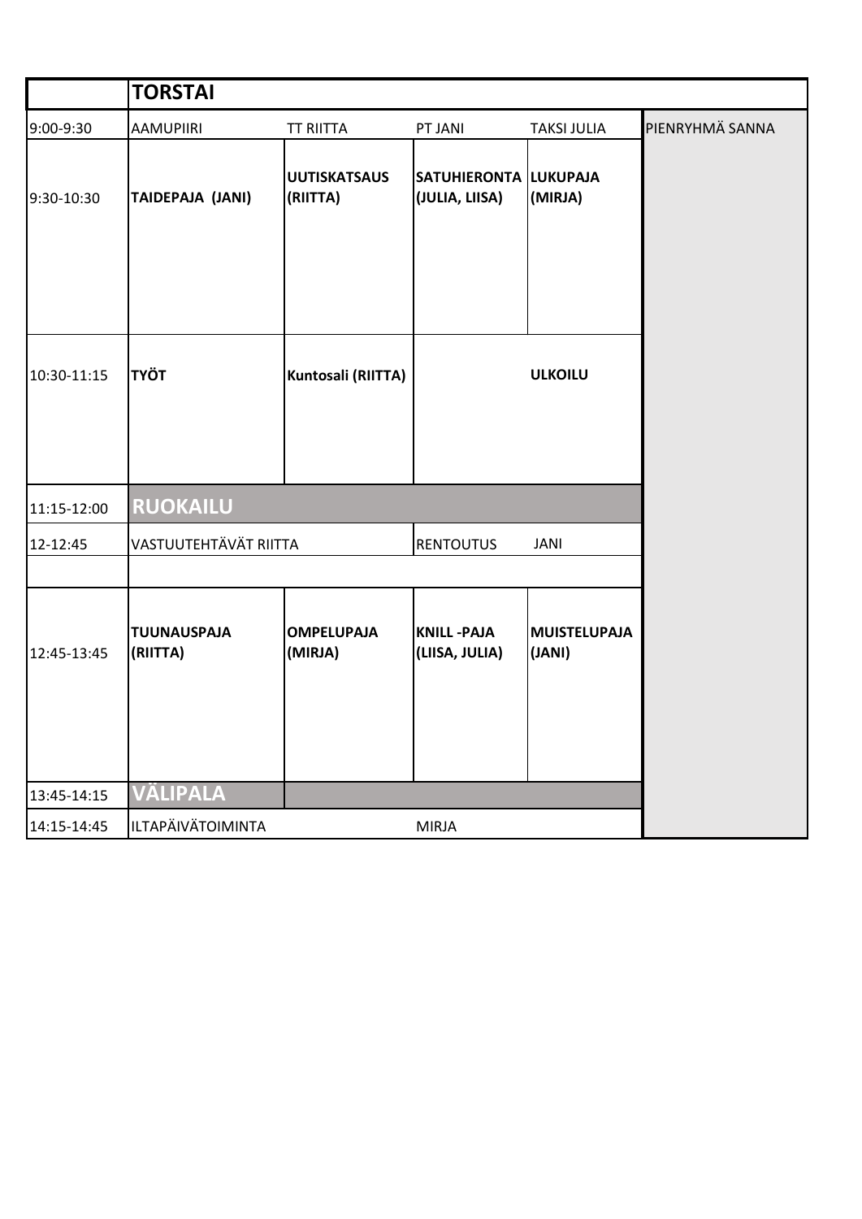| | TORSTAI | | | | |
|---|---|---|---|---|---|
| 9:00-9:30 | AAMUPIIRI | TT RIITTA | PT JANI | TAKSI JULIA | PIENRYHMÄ SANNA |
| 9:30-10:30 | **TAIDEPAJA (JANI)** | **UUTISKATSAUS (RIITTA)** | **SATUHIERONTA (JULIA, LIISA)** | **LUKUPAJA (MIRJA)** | |
| 10:30-11:15 | **TYÖT** | **Kuntosali (RIITTA)** | | **ULKOILU** | |
| 11:15-12:00 | **RUOKAILU** | | | | |
| 12-12:45 | VASTUUTEHTÄVÄT RIITTA | | RENTOUTUS | JANI | |
| | | | | | |
| 12:45-13:45 | **TUUNAUSPAJA (RIITTA)** | **OMPELUPAJA (MIRJA)** | **KNILL -PAJA (LIISA, JULIA)** | **MUISTELUPAJA (JANI)** | |
| 13:45-14:15 | **VÄLIPALA** | | | | |
| 14:15-14:45 | ILTAPÄIVÄTOIMINTA | | MIRJA | | |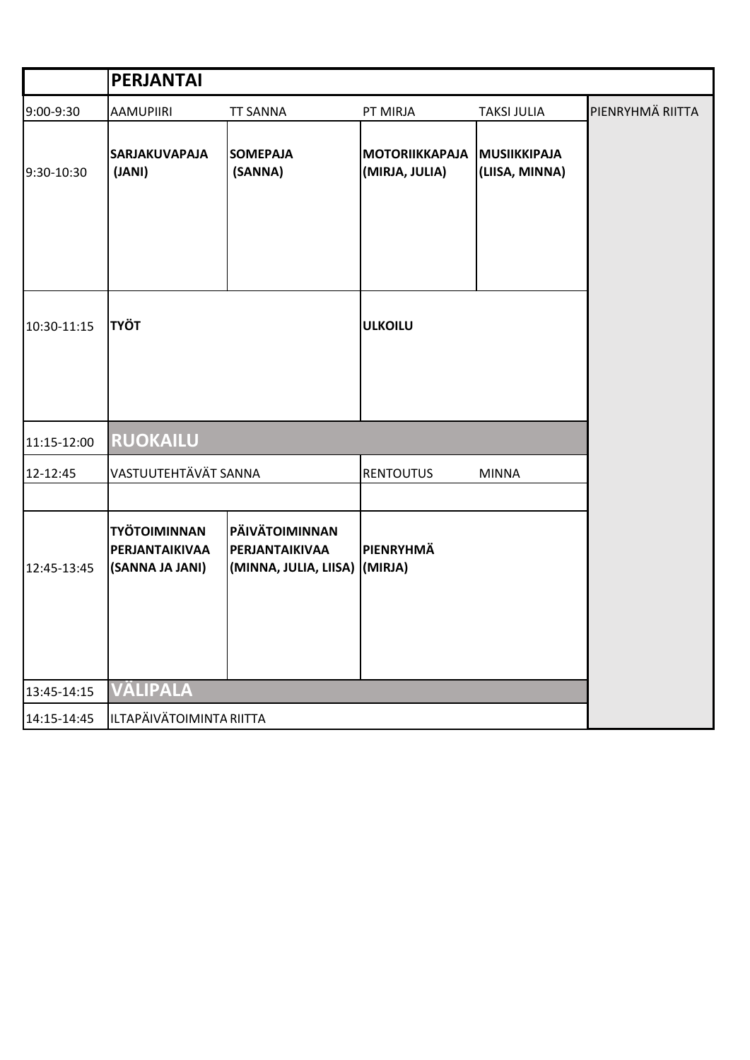| | PERJANTAI | | | | |
|---|---|---|---|---|---|
| 9:00-9:30 | AAMUPIIRI | TT SANNA | PT MIRJA | TAKSI JULIA | PIENRYHMÄ RIITTA |
| 9:30-10:30 | **SARJAKUVAPAJA (JANI)** | **SOMEPAJA (SANNA)** | **MOTORIIKKAPAJA (MIRJA, JULIA)** | **MUSIIKKIPAJA (LIISA, MINNA)** | |
| 10:30-11:15 | **TYÖT** | | **ULKOILU** | | |
| 11:15-12:00 | **RUOKAILU** | | | | |
| 12-12:45 | VASTUUTEHTÄVÄT SANNA | | RENTOUTUS | MINNA | |
| | | | | | |
| 12:45-13:45 | **TYÖTOIMINNAN PERJANTAIKIVAA (SANNA JA JANI)** | **PÄIVÄTOIMINNAN PERJANTAIKIVAA (MINNA, JULIA, LIISA)** | **PIENRYHMÄ (MIRJA)** | | |
| 13:45-14:15 | **VÄLIPALA** | | | | |
| 14:15-14:45 | ILTAPÄIVÄTOIMINTA RIITTA | | | | |